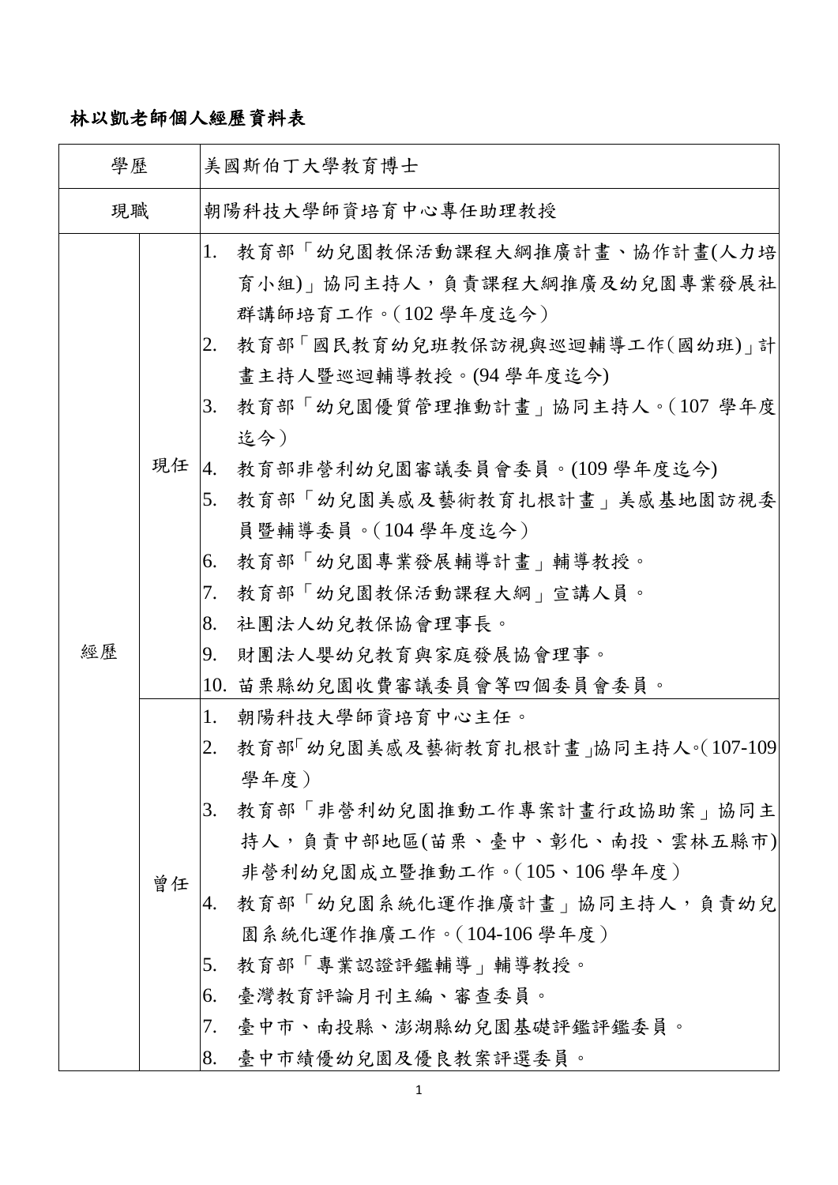**林以凱老師個人經歷資料表**

| 學歷 | | 美國斯伯丁大學教育博士 |
|---|---|---|
| 現職 | | 朝陽科技大學師資培育中心專任助理教授 |
| 經歷 | 現任 | 1. 教育部「幼兒園教保活動課程大綱推廣計畫、協作計畫(人力培育小組)」協同主持人，負責課程大綱推廣及幼兒園專業發展社群講師培育工作。(102 學年度迄今)<br>2. 教育部「國民教育幼兒班教保訪視與巡迴輔導工作(國幼班)」計畫主持人暨巡迴輔導教授。(94 學年度迄今)<br>3. 教育部「幼兒園優質管理推動計畫」協同主持人。(107 學年度迄今)<br>4. 教育部非營利幼兒園審議委員會委員。(109 學年度迄今)<br>5. 教育部「幼兒園美感及藝術教育扎根計畫」美感基地園訪視委員暨輔導委員。(104 學年度迄今)<br>6. 教育部「幼兒園專業發展輔導計畫」輔導教授。<br>7. 教育部「幼兒園教保活動課程大綱」宣講人員。<br>8. 社團法人幼兒教保協會理事長。<br>9. 財團法人嬰幼兒教育與家庭發展協會理事。<br>10. 苗栗縣幼兒園收費審議委員會等四個委員會委員。 |
| | 曾任 | 1. 朝陽科技大學師資培育中心主任。<br>2. 教育部「幼兒園美感及藝術教育扎根計畫」協同主持人。(107-109 學年度)<br>3. 教育部「非營利幼兒園推動工作專案計畫行政協助案」協同主持人，負責中部地區(苗栗、臺中、彰化、南投、雲林五縣市)非營利幼兒園成立暨推動工作。(105、106 學年度)<br>4. 教育部「幼兒園系統化運作推廣計畫」協同主持人，負責幼兒園系統化運作推廣工作。(104-106 學年度)<br>5. 教育部「專業認證評鑑輔導」輔導教授。<br>6. 臺灣教育評論月刊主編、審查委員。<br>7. 臺中市、南投縣、澎湖縣幼兒園基礎評鑑評鑑委員。<br>8. 臺中市績優幼兒園及優良教案評選委員。 |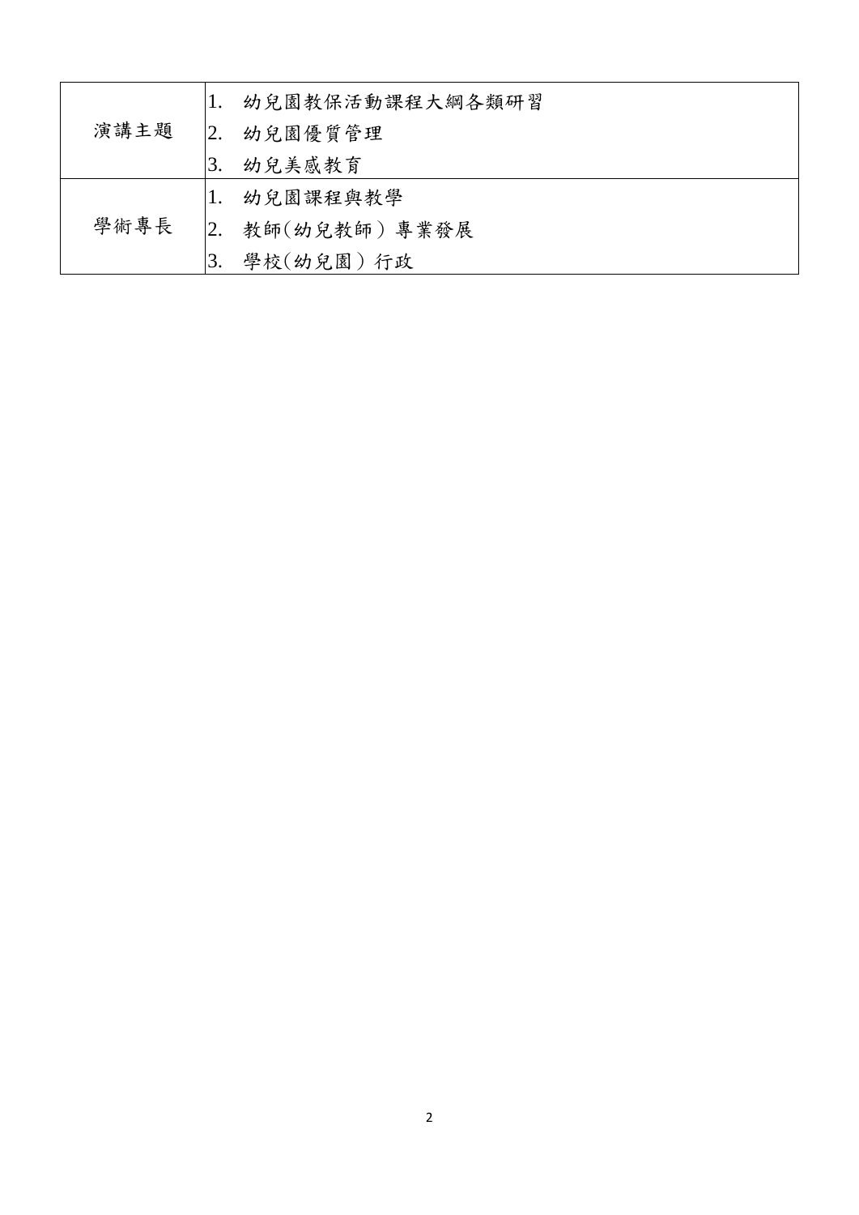| | |
|---|---|
| 演講主題 | 1. 幼兒園教保活動課程大綱各類研習<br>2. 幼兒園優質管理<br>3. 幼兒美感教育 |
| 學術專長 | 1. 幼兒園課程與教學<br>2. 教師(幼兒教師）專業發展<br>3. 學校(幼兒園）行政 |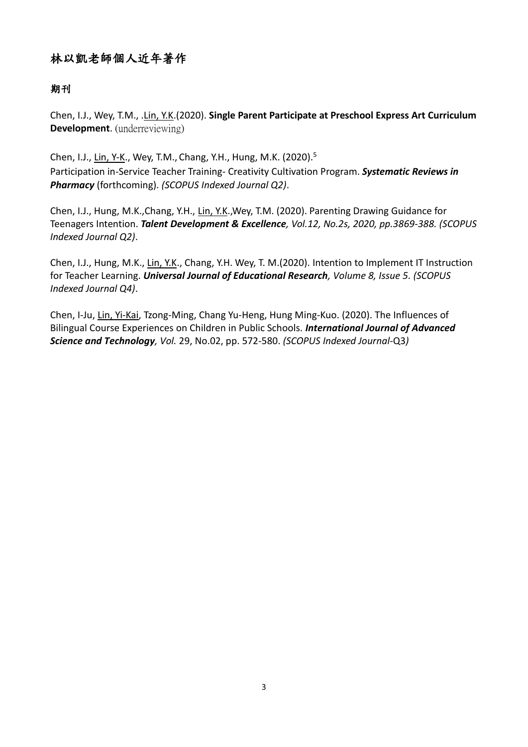# 林以凱老師個人近年著作

## 期刊

Chen, I.J., Wey, T.M., .Lin, Y.K.(2020). **Single Parent Participate at Preschool Express Art Curriculum Development**. (underreviewing)

Chen, I.J., Lin, Y-K., Wey, T.M., Chang, Y.H., Hung, M.K. (2020).[5]
Participation in-Service Teacher Training- Creativity Cultivation Program. ***Systematic Reviews in Pharmacy*** (forthcoming). *(SCOPUS Indexed Journal Q2)*.

Chen, I.J., Hung, M.K.,Chang, Y.H., Lin, Y.K.,Wey, T.M. (2020). Parenting Drawing Guidance for Teenagers Intention. ***Talent Development & Excellence**, Vol.12, No.2s, 2020, pp.3869-388. (SCOPUS Indexed Journal Q2)*.

Chen, I.J., Hung, M.K., Lin, Y.K., Chang, Y.H. Wey, T. M.(2020). Intention to Implement IT Instruction for Teacher Learning. ***Universal Journal of Educational Research**, Volume 8, Issue 5. (SCOPUS Indexed Journal Q4)*.

Chen, I-Ju, Lin, Yi-Kai, Tzong-Ming, Chang Yu-Heng, Hung Ming-Kuo. (2020). The Influences of Bilingual Course Experiences on Children in Public Schools. ***International Journal of Advanced Science and Technology**, Vol.* 29, No.02, pp. 572-580. *(SCOPUS Indexed Journal-*Q3*)*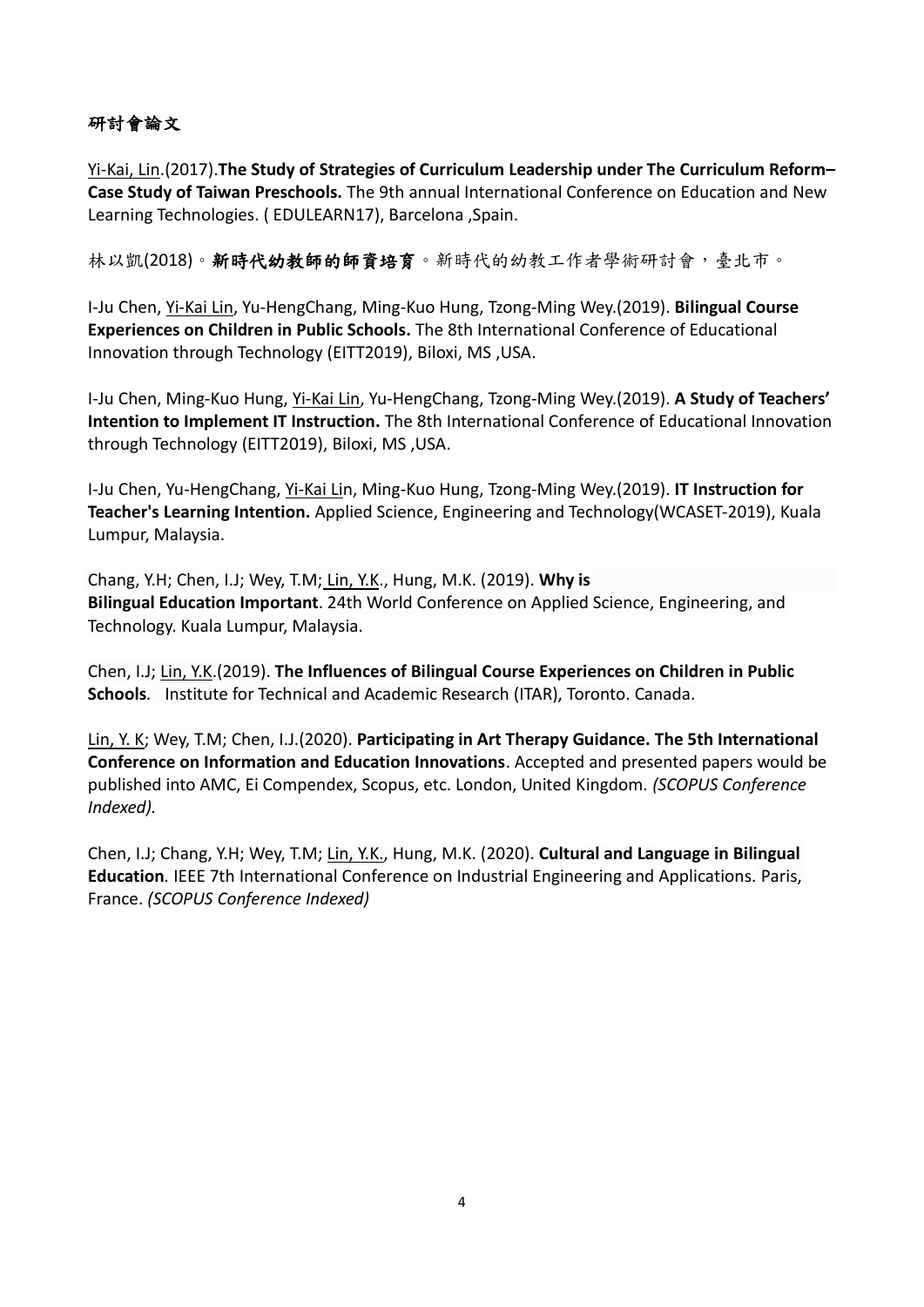**研討會論文**

Yi-Kai, Lin.(2017).**The Study of Strategies of Curriculum Leadership under The Curriculum Reform– Case Study of Taiwan Preschools.** The 9th annual International Conference on Education and New Learning Technologies. ( EDULEARN17), Barcelona ,Spain.

林以凱(2018)。**新時代幼教師的師資培育**。新時代的幼教工作者學術研討會，臺北市。

I-Ju Chen, Yi-Kai Lin, Yu-HengChang, Ming-Kuo Hung, Tzong-Ming Wey.(2019). **Bilingual Course Experiences on Children in Public Schools.** The 8th International Conference of Educational Innovation through Technology (EITT2019), Biloxi, MS ,USA.

I-Ju Chen, Ming-Kuo Hung, Yi-Kai Lin, Yu-HengChang, Tzong-Ming Wey.(2019). **A Study of Teachers' Intention to Implement IT Instruction.** The 8th International Conference of Educational Innovation through Technology (EITT2019), Biloxi, MS ,USA.

I-Ju Chen, Yu-HengChang, Yi-Kai Lin, Ming-Kuo Hung, Tzong-Ming Wey.(2019). **IT Instruction for Teacher's Learning Intention.** Applied Science, Engineering and Technology(WCASET-2019), Kuala Lumpur, Malaysia.

Chang, Y.H; Chen, I.J; Wey, T.M; Lin, Y.K., Hung, M.K. (2019). **Why is Bilingual Education Important**. 24th World Conference on Applied Science, Engineering, and Technology. Kuala Lumpur, Malaysia.

Chen, I.J; Lin, Y.K.(2019). **The Influences of Bilingual Course Experiences on Children in Public Schools**. Institute for Technical and Academic Research (ITAR), Toronto. Canada.

Lin, Y. K; Wey, T.M; Chen, I.J.(2020). **Participating in Art Therapy Guidance. The 5th International Conference on Information and Education Innovations**. Accepted and presented papers would be published into AMC, Ei Compendex, Scopus, etc. London, United Kingdom. *(SCOPUS Conference Indexed).*

Chen, I.J; Chang, Y.H; Wey, T.M; Lin, Y.K., Hung, M.K. (2020). **Cultural and Language in Bilingual Education**. IEEE 7th International Conference on Industrial Engineering and Applications. Paris, France. *(SCOPUS Conference Indexed)*